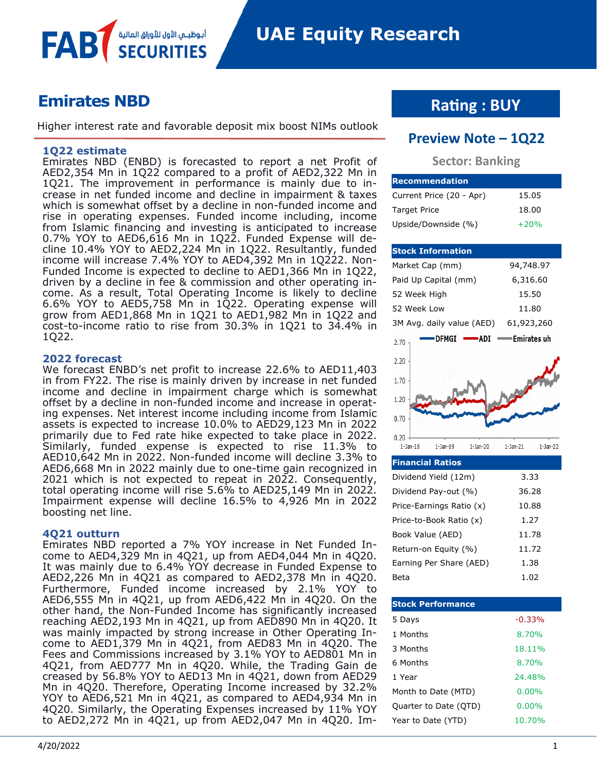# Emirates NBD

Higher interest rate and favorable deposit mix boost NIMs outlook

**Rating : BUY**

## Preview Note – 1Q22

**Sector: Banking**

### 1Q22 estimate

Emirates NBD (ENBD) is forecasted to report a net Profit of AED2,354 Mn in 1Q22 compared to a profit of AED2,322 Mn in 1Q21. The improvement in performance is mainly due to increase in net funded income and decline in impairment & taxes which is somewhat offset by a decline in non-funded income and rise in operating expenses. Funded income including, income from Islamic financing and investing is anticipated to increase 0.7% YOY to AED6,616 Mn in 1Q22. Funded Expense will decline 10.4% YOY to AED2,224 Mn in 1Q22. Resultantly, funded income will increase 7.4% YOY to AED4,392 Mn in 1Q222. Non-Funded Income is expected to decline to AED1,366 Mn in 1Q22, driven by a decline in fee & commission and other operating income. As a result, Total Operating Income is likely to decline 6.6% YOY to AED5,758 Mn in 1Q22. Operating expense will grow from AED1,868 Mn in 1Q21 to AED1,982 Mn in 1Q22 and cost-to-income ratio to rise from 30.3% in 1Q21 to 34.4% in 1Q22.

### 2022 forecast

We forecast ENBD's net profit to increase 22.6% to AED11,403 in from FY22. The rise is mainly driven by increase in net funded income and decline in impairment charge which is somewhat offset by a decline in non-funded income and increase in operating expenses. Net interest income including income from Islamic assets is expected to increase 10.0% to AED29,123 Mn in 2022 primarily due to Fed rate hike expected to take place in 2022. Similarly, funded expense is expected to rise 11.3% to AED10,642 Mn in 2022. Non-funded income will decline 3.3% to AED6,668 Mn in 2022 mainly due to one-time gain recognized in 2021 which is not expected to repeat in 2022. Consequently, total operating income will rise 5.6% to AED25,149 Mn in 2022. Impairment expense will decline 16.5% to 4,926 Mn in 2022 boosting net line.

### 4Q21 outturn

Emirates NBD reported a 7% YOY increase in Net Funded Income to AED4,329 Mn in 4Q21, up from AED4,044 Mn in 4Q20. It was mainly due to 6.4% YOY decrease in Funded Expense to AED2,226 Mn in 4Q21 as compared to AED2,378 Mn in 4Q20. Furthermore, Funded income increased by 2.1% YOY to AED6,555 Mn in 4Q21, up from AED6,422 Mn in 4Q20. On the other hand, the Non-Funded Income has significantly increased reaching AED2,193 Mn in 4Q21, up from AED890 Mn in 4Q20. It was mainly impacted by strong increase in Other Operating Income to AED1,379 Mn in 4Q21, from AED83 Mn in 4Q20. The Fees and Commissions increased by 3.1% YOY to AED801 Mn in 4Q21, from AED777 Mn in 4Q20. While, the Trading Gain decreased by 56.8% YOY to AED13 Mn in 4Q21, down from AED29 Mn in 4Q20. Therefore, Operating Income increased by 32.2% YOY to AED6,521 Mn in 4Q21, as compared to AED4,934 Mn in 4Q20. Similarly, the Operating Expenses increased by 11% YOY to AED2,272 Mn in 4Q21, up from AED2,047 Mn in 4Q20. Im-

| Recommendation | |
|---|---|
| Current Price (20 - Apr) | 15.05 |
| Target Price | 18.00 |
| Upside/Downside (%) | +20% |

| Stock Information | |
|---|---|
| Market Cap (mm) | 94,748.97 |
| Paid Up Capital (mm) | 6,316.60 |
| 52 Week High | 15.50 |
| 52 Week Low | 11.80 |
| 3M Avg. daily value (AED) | 61,923,260 |

| Financial Ratios | |
|---|---|
| Dividend Yield (12m) | 3.33 |
| Dividend Pay-out (%) | 36.28 |
| Price-Earnings Ratio (x) | 10.88 |
| Price-to-Book Ratio (x) | 1.27 |
| Book Value (AED) | 11.78 |
| Return-on Equity (%) | 11.72 |
| Earning Per Share (AED) | 1.38 |
| Beta | 1.02 |

| Stock Performance | |
|---|---|
| 5 Days | -0.33% |
| 1 Months | 8.70% |
| 3 Months | 18.11% |
| 6 Months | 8.70% |
| 1 Year | 24.48% |
| Month to Date (MTD) | 0.00% |
| Quarter to Date (QTD) | 0.00% |
| Year to Date (YTD) | 10.70% |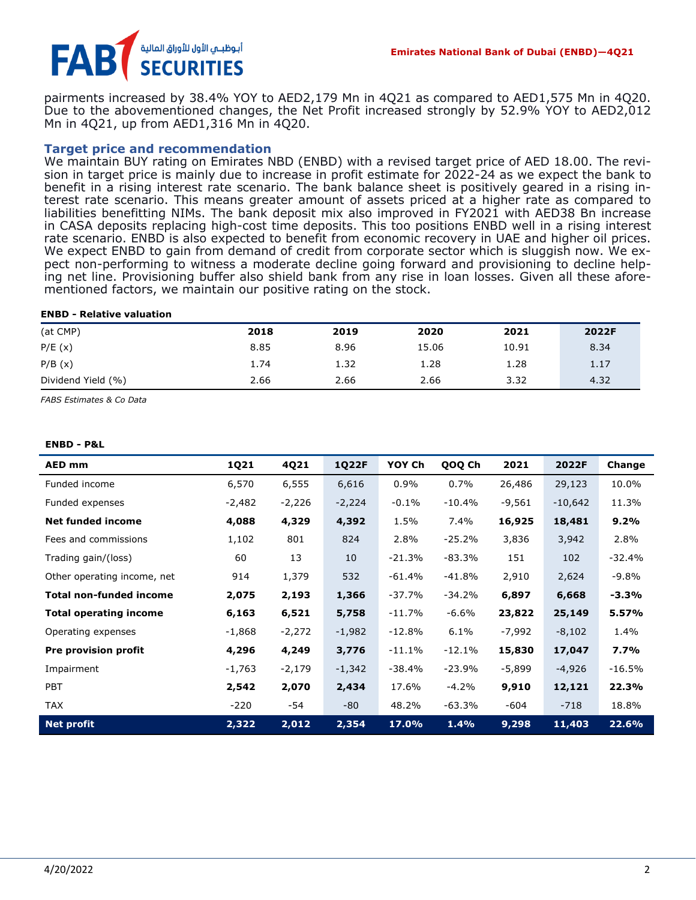pairments increased by 38.4% YOY to AED2,179 Mn in 4Q21 as compared to AED1,575 Mn in 4Q20. Due to the abovementioned changes, the Net Profit increased strongly by 52.9% YOY to AED2,012 Mn in 4Q21, up from AED1,316 Mn in 4Q20.

## Target price and recommendation

We maintain BUY rating on Emirates NBD (ENBD) with a revised target price of AED 18.00. The revision in target price is mainly due to increase in profit estimate for 2022-24 as we expect the bank to benefit in a rising interest rate scenario. The bank balance sheet is positively geared in a rising interest rate scenario. This means greater amount of assets priced at a higher rate as compared to liabilities benefitting NIMs. The bank deposit mix also improved in FY2021 with AED38 Bn increase in CASA deposits replacing high-cost time deposits. This too positions ENBD well in a rising interest rate scenario. ENBD is also expected to benefit from economic recovery in UAE and higher oil prices. We expect ENBD to gain from demand of credit from corporate sector which is sluggish now. We expect non-performing to witness a moderate decline going forward and provisioning to decline helping net line. Provisioning buffer also shield bank from any rise in loan losses. Given all these aforementioned factors, we maintain our positive rating on the stock.

**ENBD - Relative valuation**

| (at CMP) | 2018 | 2019 | 2020 | 2021 | 2022F |
|---|---|---|---|---|---|
| P/E (x) | 8.85 | 8.96 | 15.06 | 10.91 | 8.34 |
| P/B (x) | 1.74 | 1.32 | 1.28 | 1.28 | 1.17 |
| Dividend Yield (%) | 2.66 | 2.66 | 2.66 | 3.32 | 4.32 |

*FABS Estimates & Co Data*

**ENBD - P&L**

| AED mm | 1Q21 | 4Q21 | 1Q22F | YOY Ch | QOQ Ch | 2021 | 2022F | Change |
|---|---|---|---|---|---|---|---|---|
| Funded income | 6,570 | 6,555 | 6,616 | 0.9% | 0.7% | 26,486 | 29,123 | 10.0% |
| Funded expenses | -2,482 | -2,226 | -2,224 | -0.1% | -10.4% | -9,561 | -10,642 | 11.3% |
| **Net funded income** | **4,088** | **4,329** | **4,392** | 1.5% | 7.4% | **16,925** | **18,481** | **9.2%** |
| Fees and commissions | 1,102 | 801 | 824 | 2.8% | -25.2% | 3,836 | 3,942 | 2.8% |
| Trading gain/(loss) | 60 | 13 | 10 | -21.3% | -83.3% | 151 | 102 | -32.4% |
| Other operating income, net | 914 | 1,379 | 532 | -61.4% | -41.8% | 2,910 | 2,624 | -9.8% |
| **Total non-funded income** | **2,075** | **2,193** | **1,366** | -37.7% | -34.2% | **6,897** | **6,668** | **-3.3%** |
| **Total operating income** | **6,163** | **6,521** | **5,758** | -11.7% | -6.6% | **23,822** | **25,149** | **5.57%** |
| Operating expenses | -1,868 | -2,272 | -1,982 | -12.8% | 6.1% | -7,992 | -8,102 | 1.4% |
| **Pre provision profit** | **4,296** | **4,249** | **3,776** | -11.1% | -12.1% | **15,830** | **17,047** | **7.7%** |
| Impairment | -1,763 | -2,179 | -1,342 | -38.4% | -23.9% | -5,899 | -4,926 | -16.5% |
| PBT | **2,542** | **2,070** | **2,434** | 17.6% | -4.2% | **9,910** | **12,121** | **22.3%** |
| TAX | -220 | -54 | -80 | 48.2% | -63.3% | -604 | -718 | 18.8% |
| **Net profit** | **2,322** | **2,012** | **2,354** | **17.0%** | **1.4%** | **9,298** | **11,403** | **22.6%** |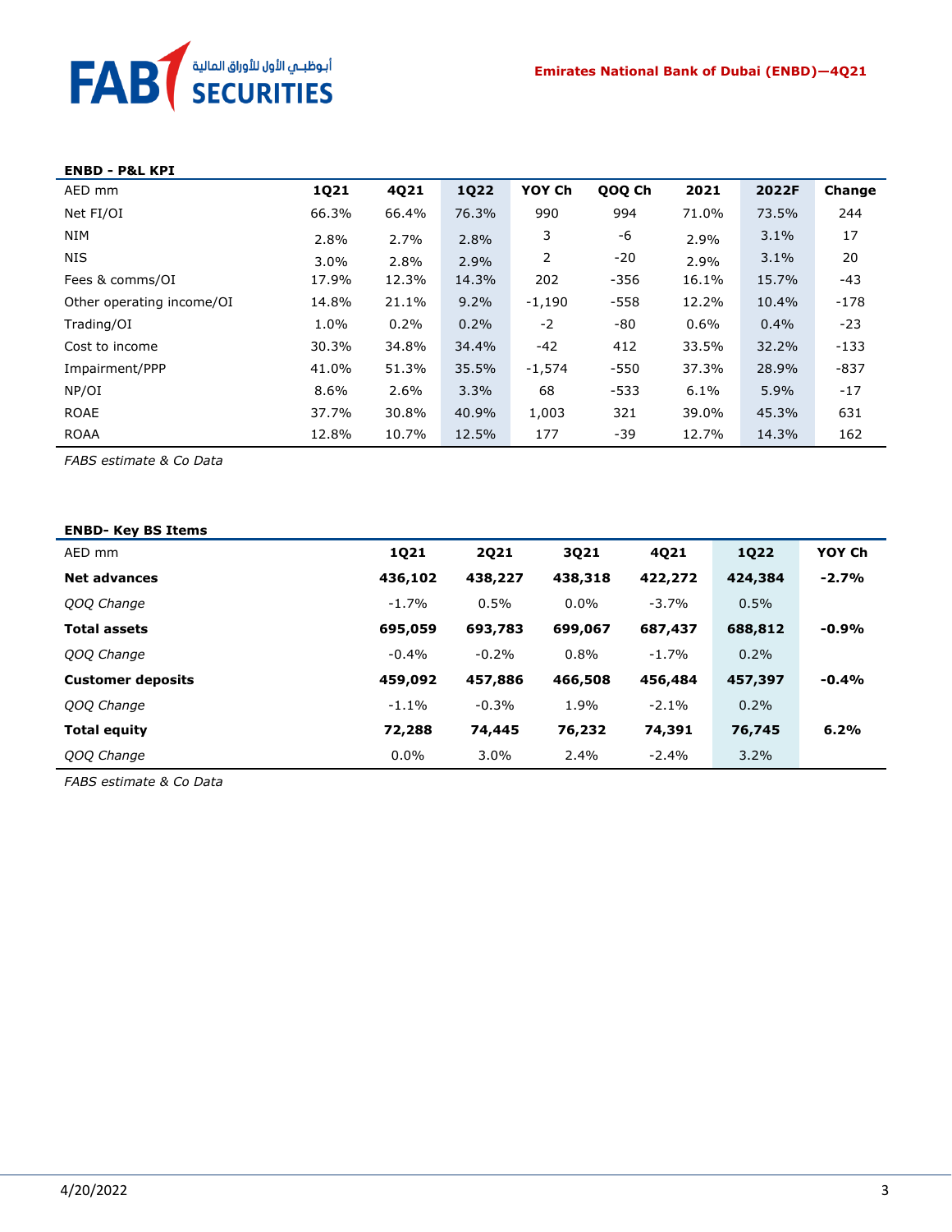**ENBD - P&L KPI**

| AED mm | 1Q21 | 4Q21 | 1Q22 | YOY Ch | QOQ Ch | 2021 | 2022F | Change |
|---|---|---|---|---|---|---|---|---|
| Net FI/OI | 66.3% | 66.4% | 76.3% | 990 | 994 | 71.0% | 73.5% | 244 |
| NIM | 2.8% | 2.7% | 2.8% | 3 | -6 | 2.9% | 3.1% | 17 |
| NIS | 3.0% | 2.8% | 2.9% | 2 | -20 | 2.9% | 3.1% | 20 |
| Fees & comms/OI | 17.9% | 12.3% | 14.3% | 202 | -356 | 16.1% | 15.7% | -43 |
| Other operating income/OI | 14.8% | 21.1% | 9.2% | -1,190 | -558 | 12.2% | 10.4% | -178 |
| Trading/OI | 1.0% | 0.2% | 0.2% | -2 | -80 | 0.6% | 0.4% | -23 |
| Cost to income | 30.3% | 34.8% | 34.4% | -42 | 412 | 33.5% | 32.2% | -133 |
| Impairment/PPP | 41.0% | 51.3% | 35.5% | -1,574 | -550 | 37.3% | 28.9% | -837 |
| NP/OI | 8.6% | 2.6% | 3.3% | 68 | -533 | 6.1% | 5.9% | -17 |
| ROAE | 37.7% | 30.8% | 40.9% | 1,003 | 321 | 39.0% | 45.3% | 631 |
| ROAA | 12.8% | 10.7% | 12.5% | 177 | -39 | 12.7% | 14.3% | 162 |

*FABS estimate & Co Data*

**ENBD- Key BS Items**

| AED mm | 1Q21 | 2Q21 | 3Q21 | 4Q21 | 1Q22 | YOY Ch |
|---|---|---|---|---|---|---|
| **Net advances** | **436,102** | **438,227** | **438,318** | **422,272** | **424,384** | **-2.7%** |
| *QOQ Change* | -1.7% | 0.5% | 0.0% | -3.7% | 0.5% | |
| **Total assets** | **695,059** | **693,783** | **699,067** | **687,437** | **688,812** | **-0.9%** |
| *QOQ Change* | -0.4% | -0.2% | 0.8% | -1.7% | 0.2% | |
| **Customer deposits** | **459,092** | **457,886** | **466,508** | **456,484** | **457,397** | **-0.4%** |
| *QOQ Change* | -1.1% | -0.3% | 1.9% | -2.1% | 0.2% | |
| **Total equity** | **72,288** | **74,445** | **76,232** | **74,391** | **76,745** | **6.2%** |
| *QOQ Change* | 0.0% | 3.0% | 2.4% | -2.4% | 3.2% | |

*FABS estimate & Co Data*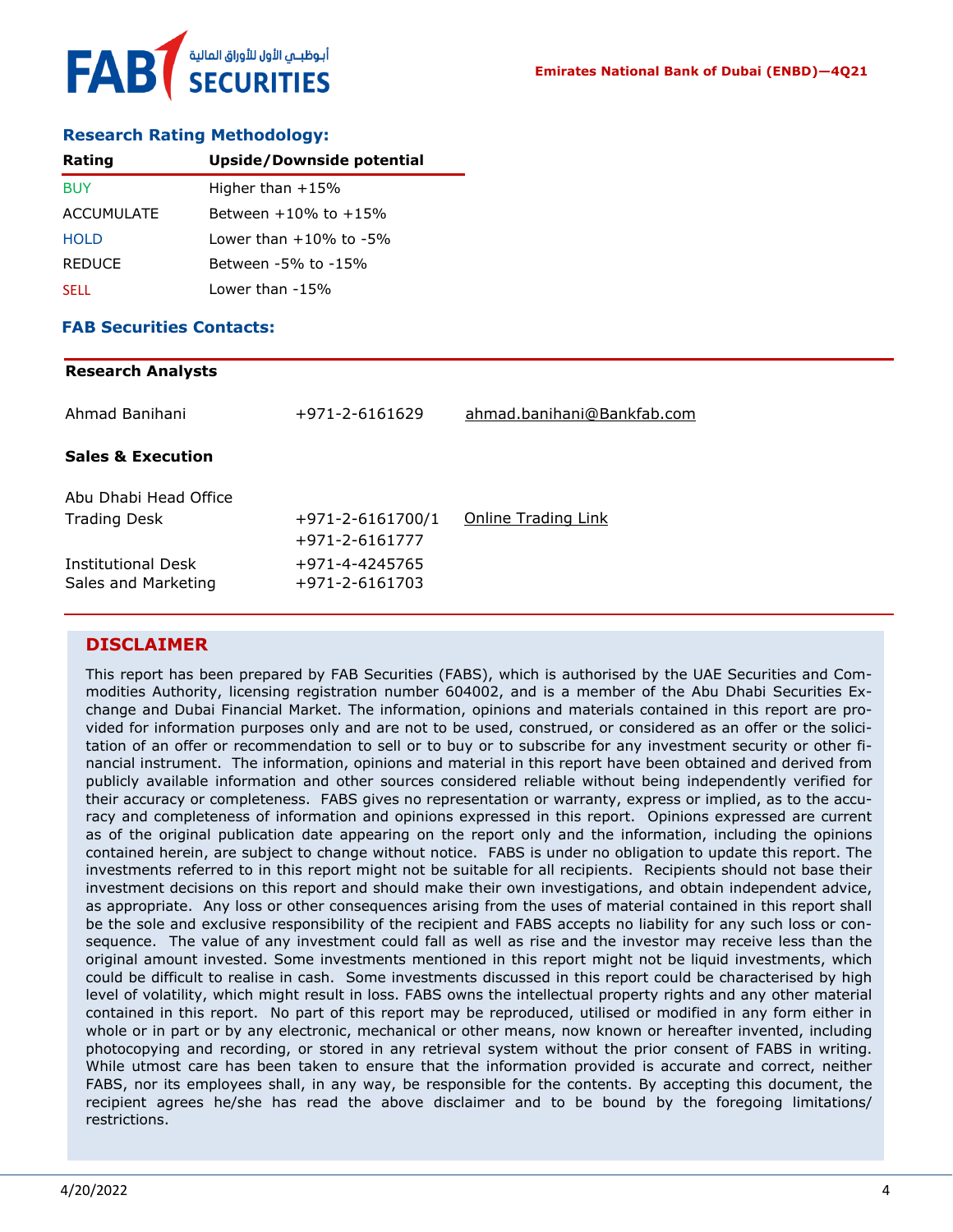### Research Rating Methodology:

| Rating | Upside/Downside potential |
|---|---|
| BUY | Higher than +15% |
| ACCUMULATE | Between +10% to +15% |
| HOLD | Lower than +10% to -5% |
| REDUCE | Between -5% to -15% |
| SELL | Lower than -15% |

### FAB Securities Contacts:

**Research Analysts**

| | | |
|---|---|---|
| Ahmad Banihani | +971-2-6161629 | ahmad.banihani@Bankfab.com |

**Sales & Execution**

| | | |
|---|---|---|
| Abu Dhabi Head Office | | |
| Trading Desk | +971-2-6161700/1<br>+971-2-6161777 | Online Trading Link |
| Institutional Desk | +971-4-4245765 | |
| Sales and Marketing | +971-2-6161703 | |

## DISCLAIMER

This report has been prepared by FAB Securities (FABS), which is authorised by the UAE Securities and Commodities Authority, licensing registration number 604002, and is a member of the Abu Dhabi Securities Exchange and Dubai Financial Market. The information, opinions and materials contained in this report are provided for information purposes only and are not to be used, construed, or considered as an offer or the solicitation of an offer or recommendation to sell or to buy or to subscribe for any investment security or other financial instrument. The information, opinions and material in this report have been obtained and derived from publicly available information and other sources considered reliable without being independently verified for their accuracy or completeness. FABS gives no representation or warranty, express or implied, as to the accuracy and completeness of information and opinions expressed in this report. Opinions expressed are current as of the original publication date appearing on the report only and the information, including the opinions contained herein, are subject to change without notice. FABS is under no obligation to update this report. The investments referred to in this report might not be suitable for all recipients. Recipients should not base their investment decisions on this report and should make their own investigations, and obtain independent advice, as appropriate. Any loss or other consequences arising from the uses of material contained in this report shall be the sole and exclusive responsibility of the recipient and FABS accepts no liability for any such loss or consequence. The value of any investment could fall as well as rise and the investor may receive less than the original amount invested. Some investments mentioned in this report might not be liquid investments, which could be difficult to realise in cash. Some investments discussed in this report could be characterised by high level of volatility, which might result in loss. FABS owns the intellectual property rights and any other material contained in this report. No part of this report may be reproduced, utilised or modified in any form either in whole or in part or by any electronic, mechanical or other means, now known or hereafter invented, including photocopying and recording, or stored in any retrieval system without the prior consent of FABS in writing. While utmost care has been taken to ensure that the information provided is accurate and correct, neither FABS, nor its employees shall, in any way, be responsible for the contents. By accepting this document, the recipient agrees he/she has read the above disclaimer and to be bound by the foregoing limitations/restrictions.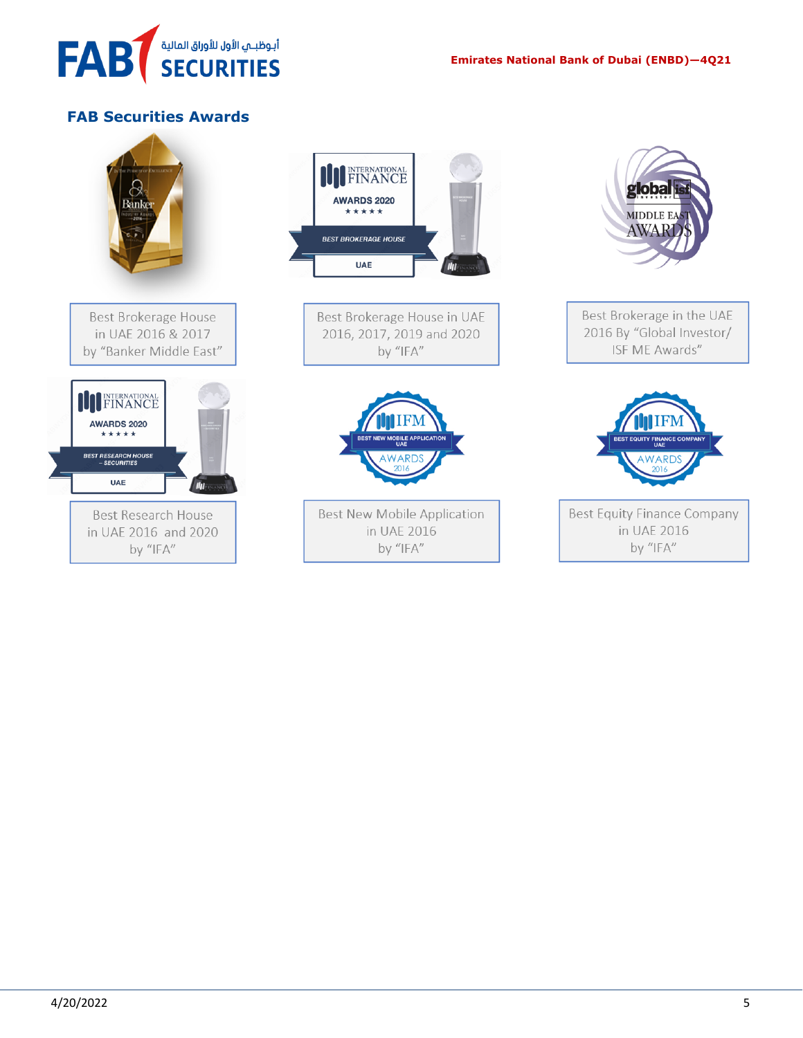## FAB Securities Awards

Best Brokerage House in UAE 2016 & 2017 by "Banker Middle East"

Best Brokerage House in UAE 2016, 2017, 2019 and 2020 by "IFA"

Best Brokerage in the UAE 2016 By "Global Investor/ ISF ME Awards"

Best Research House in UAE 2016 and 2020 by "IFA"

Best New Mobile Application in UAE 2016 by "IFA"

Best Equity Finance Company in UAE 2016 by "IFA"